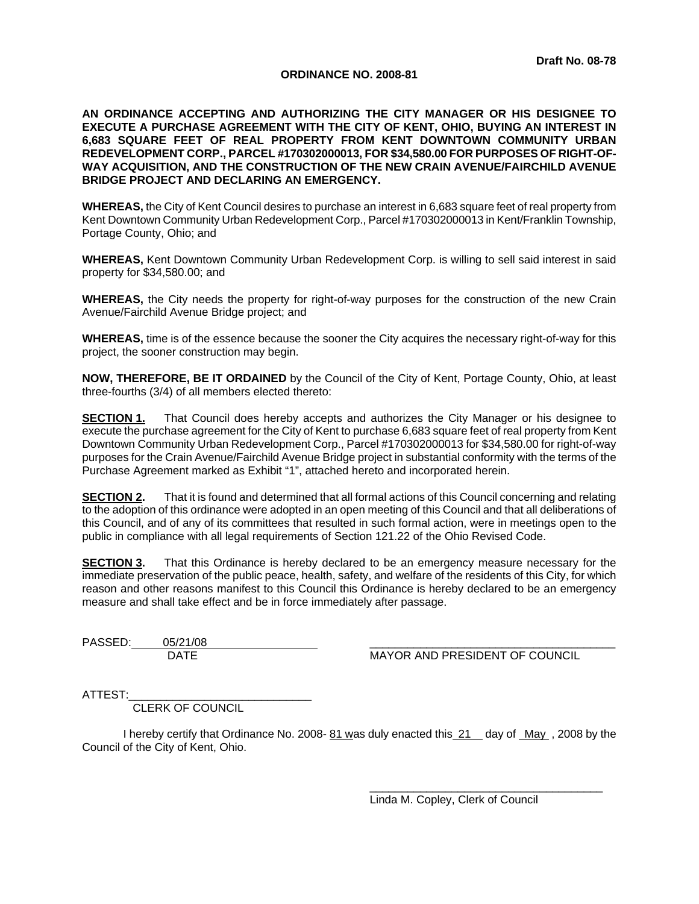**Draft No. 08-78**

**ORDINANCE NO. 2008-81**

**AN ORDINANCE ACCEPTING AND AUTHORIZING THE CITY MANAGER OR HIS DESIGNEE TO EXECUTE A PURCHASE AGREEMENT WITH THE CITY OF KENT, OHIO, BUYING AN INTEREST IN 6,683 SQUARE FEET OF REAL PROPERTY FROM KENT DOWNTOWN COMMUNITY URBAN REDEVELOPMENT CORP., PARCEL #170302000013, FOR $34,580.00 FOR PURPOSES OF RIGHT-OF-WAY ACQUISITION, AND THE CONSTRUCTION OF THE NEW CRAIN AVENUE/FAIRCHILD AVENUE BRIDGE PROJECT AND DECLARING AN EMERGENCY.**

**WHEREAS,** the City of Kent Council desires to purchase an interest in 6,683 square feet of real property from Kent Downtown Community Urban Redevelopment Corp., Parcel #170302000013 in Kent/Franklin Township, Portage County, Ohio; and

**WHEREAS,** Kent Downtown Community Urban Redevelopment Corp. is willing to sell said interest in said property for $34,580.00; and

**WHEREAS,** the City needs the property for right-of-way purposes for the construction of the new Crain Avenue/Fairchild Avenue Bridge project; and

**WHEREAS,** time is of the essence because the sooner the City acquires the necessary right-of-way for this project, the sooner construction may begin.

**NOW, THEREFORE, BE IT ORDAINED** by the Council of the City of Kent, Portage County, Ohio, at least three-fourths (3/4) of all members elected thereto:

**SECTION 1.** That Council does hereby accepts and authorizes the City Manager or his designee to execute the purchase agreement for the City of Kent to purchase 6,683 square feet of real property from Kent Downtown Community Urban Redevelopment Corp., Parcel #170302000013 for $34,580.00 for right-of-way purposes for the Crain Avenue/Fairchild Avenue Bridge project in substantial conformity with the terms of the Purchase Agreement marked as Exhibit "1", attached hereto and incorporated herein.

**SECTION 2.** That it is found and determined that all formal actions of this Council concerning and relating to the adoption of this ordinance were adopted in an open meeting of this Council and that all deliberations of this Council, and of any of its committees that resulted in such formal action, were in meetings open to the public in compliance with all legal requirements of Section 121.22 of the Ohio Revised Code.

**SECTION 3.** That this Ordinance is hereby declared to be an emergency measure necessary for the immediate preservation of the public peace, health, safety, and welfare of the residents of this City, for which reason and other reasons manifest to this Council this Ordinance is hereby declared to be an emergency measure and shall take effect and be in force immediately after passage.

PASSED: 05/21/08
DATE

_______________________________________
MAYOR AND PRESIDENT OF COUNCIL

ATTEST: ____________________________
CLERK OF COUNCIL

I hereby certify that Ordinance No. 2008- 81 was duly enacted this 21 day of May , 2008 by the Council of the City of Kent, Ohio.

_______________________________________
Linda M. Copley, Clerk of Council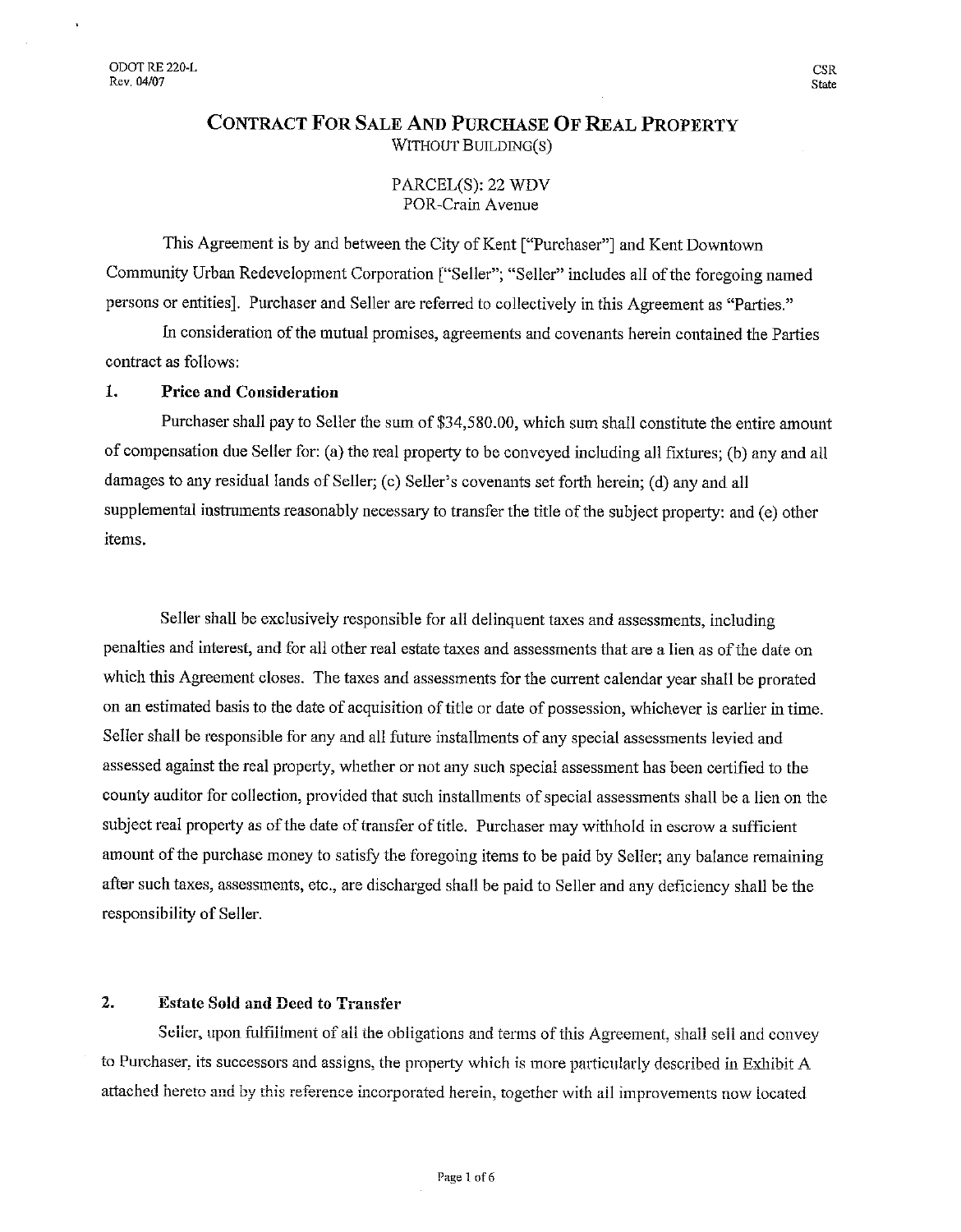ODOT RE 220-L
Rev. 04/07

CSR
State

# CONTRACT FOR SALE AND PURCHASE OF REAL PROPERTY

WITHOUT BUILDING(S)

PARCEL(S): 22 WDV
POR-Crain Avenue

This Agreement is by and between the City of Kent ["Purchaser"] and Kent Downtown Community Urban Redevelopment Corporation ["Seller"; "Seller" includes all of the foregoing named persons or entities]. Purchaser and Seller are referred to collectively in this Agreement as "Parties."

In consideration of the mutual promises, agreements and covenants herein contained the Parties contract as follows:

## 1. Price and Consideration

Purchaser shall pay to Seller the sum of $34,580.00, which sum shall constitute the entire amount of compensation due Seller for: (a) the real property to be conveyed including all fixtures; (b) any and all damages to any residual lands of Seller; (c) Seller's covenants set forth herein; (d) any and all supplemental instruments reasonably necessary to transfer the title of the subject property: and (e) other items.

Seller shall be exclusively responsible for all delinquent taxes and assessments, including penalties and interest, and for all other real estate taxes and assessments that are a lien as of the date on which this Agreement closes. The taxes and assessments for the current calendar year shall be prorated on an estimated basis to the date of acquisition of title or date of possession, whichever is earlier in time. Seller shall be responsible for any and all future installments of any special assessments levied and assessed against the real property, whether or not any such special assessment has been certified to the county auditor for collection, provided that such installments of special assessments shall be a lien on the subject real property as of the date of transfer of title. Purchaser may withhold in escrow a sufficient amount of the purchase money to satisfy the foregoing items to be paid by Seller; any balance remaining after such taxes, assessments, etc., are discharged shall be paid to Seller and any deficiency shall be the responsibility of Seller.

## 2. Estate Sold and Deed to Transfer

Seller, upon fulfillment of all the obligations and terms of this Agreement, shall sell and convey to Purchaser, its successors and assigns, the property which is more particularly described in Exhibit A attached hereto and by this reference incorporated herein, together with all improvements now located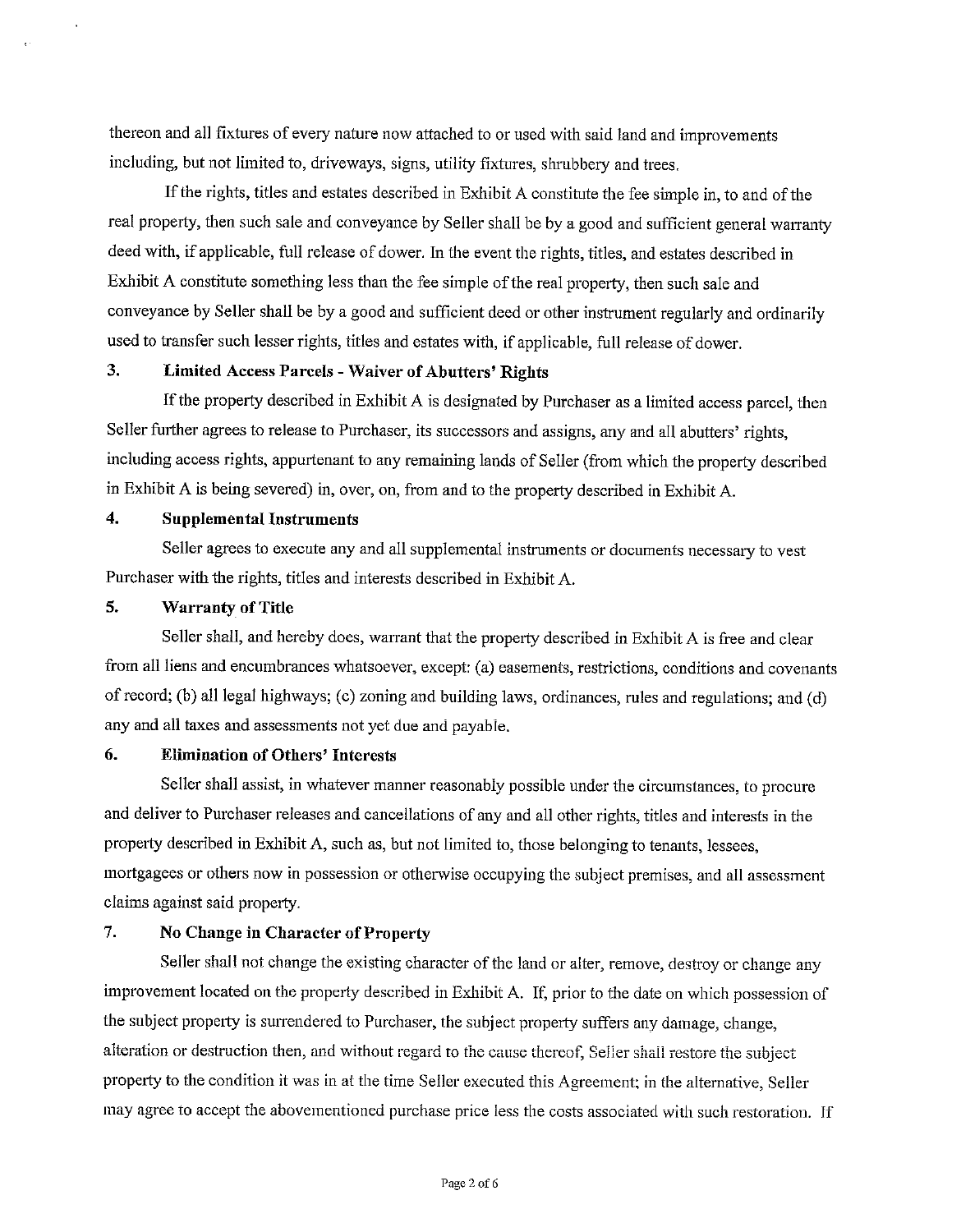thereon and all fixtures of every nature now attached to or used with said land and improvements including, but not limited to, driveways, signs, utility fixtures, shrubbery and trees.

If the rights, titles and estates described in Exhibit A constitute the fee simple in, to and of the real property, then such sale and conveyance by Seller shall be by a good and sufficient general warranty deed with, if applicable, full release of dower. In the event the rights, titles, and estates described in Exhibit A constitute something less than the fee simple of the real property, then such sale and conveyance by Seller shall be by a good and sufficient deed or other instrument regularly and ordinarily used to transfer such lesser rights, titles and estates with, if applicable, full release of dower.

### 3. Limited Access Parcels - Waiver of Abutters' Rights

If the property described in Exhibit A is designated by Purchaser as a limited access parcel, then Seller further agrees to release to Purchaser, its successors and assigns, any and all abutters' rights, including access rights, appurtenant to any remaining lands of Seller (from which the property described in Exhibit A is being severed) in, over, on, from and to the property described in Exhibit A.

### 4. Supplemental Instruments

Seller agrees to execute any and all supplemental instruments or documents necessary to vest Purchaser with the rights, titles and interests described in Exhibit A.

### 5. Warranty of Title

Seller shall, and hereby does, warrant that the property described in Exhibit A is free and clear from all liens and encumbrances whatsoever, except: (a) easements, restrictions, conditions and covenants of record; (b) all legal highways; (c) zoning and building laws, ordinances, rules and regulations; and (d) any and all taxes and assessments not yet due and payable.

### 6. Elimination of Others' Interests

Seller shall assist, in whatever manner reasonably possible under the circumstances, to procure and deliver to Purchaser releases and cancellations of any and all other rights, titles and interests in the property described in Exhibit A, such as, but not limited to, those belonging to tenants, lessees, mortgagees or others now in possession or otherwise occupying the subject premises, and all assessment claims against said property.

### 7. No Change in Character of Property

Seller shall not change the existing character of the land or alter, remove, destroy or change any improvement located on the property described in Exhibit A. If, prior to the date on which possession of the subject property is surrendered to Purchaser, the subject property suffers any damage, change, alteration or destruction then, and without regard to the cause thereof, Seller shall restore the subject property to the condition it was in at the time Seller executed this Agreement; in the alternative, Seller may agree to accept the abovementioned purchase price less the costs associated with such restoration. If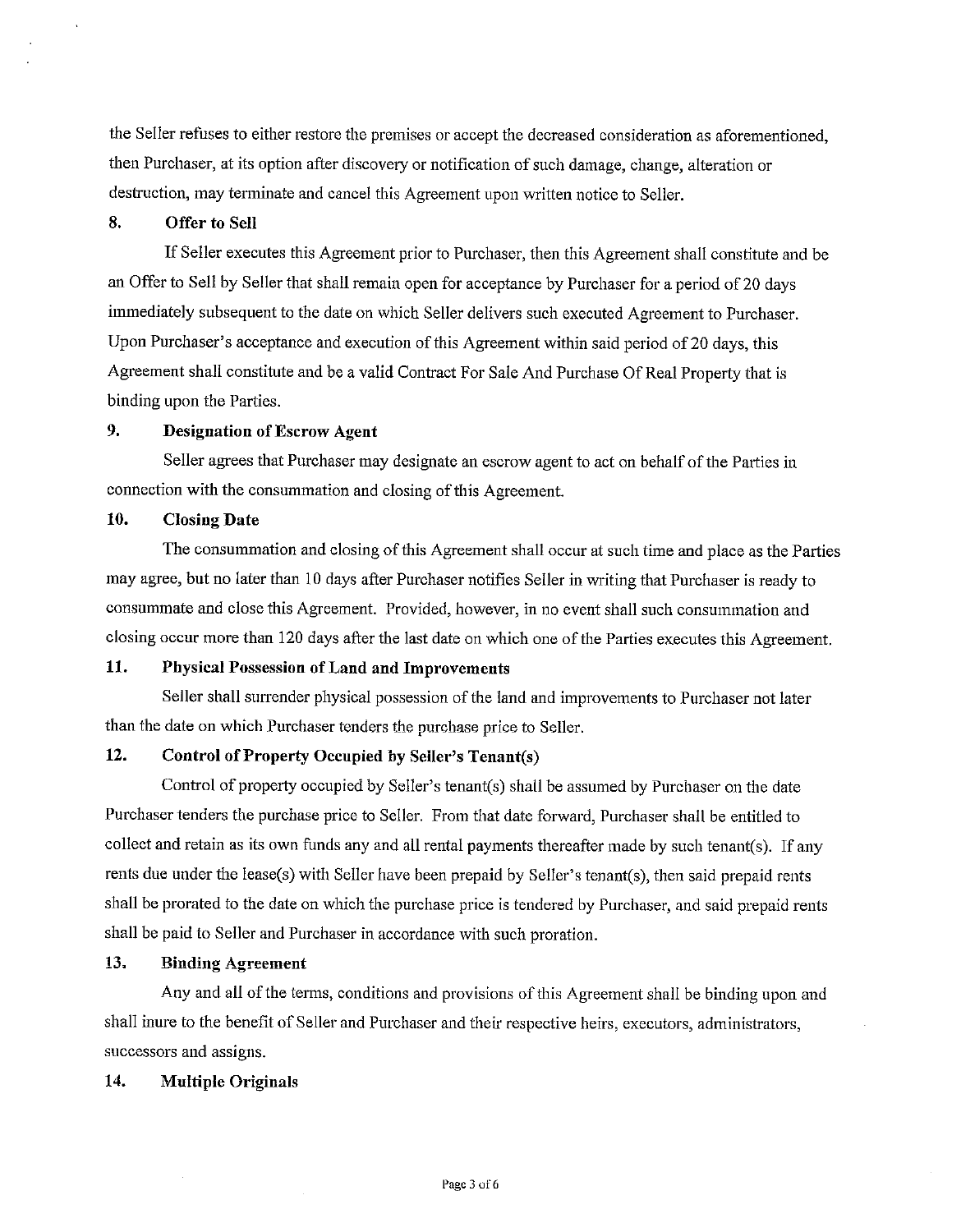the Seller refuses to either restore the premises or accept the decreased consideration as aforementioned, then Purchaser, at its option after discovery or notification of such damage, change, alteration or destruction, may terminate and cancel this Agreement upon written notice to Seller.

## 8. Offer to Sell

If Seller executes this Agreement prior to Purchaser, then this Agreement shall constitute and be an Offer to Sell by Seller that shall remain open for acceptance by Purchaser for a period of 20 days immediately subsequent to the date on which Seller delivers such executed Agreement to Purchaser. Upon Purchaser's acceptance and execution of this Agreement within said period of 20 days, this Agreement shall constitute and be a valid Contract For Sale And Purchase Of Real Property that is binding upon the Parties.

## 9. Designation of Escrow Agent

Seller agrees that Purchaser may designate an escrow agent to act on behalf of the Parties in connection with the consummation and closing of this Agreement.

## 10. Closing Date

The consummation and closing of this Agreement shall occur at such time and place as the Parties may agree, but no later than 10 days after Purchaser notifies Seller in writing that Purchaser is ready to consummate and close this Agreement. Provided, however, in no event shall such consummation and closing occur more than 120 days after the last date on which one of the Parties executes this Agreement.

## 11. Physical Possession of Land and Improvements

Seller shall surrender physical possession of the land and improvements to Purchaser not later than the date on which Purchaser tenders the purchase price to Seller.

## 12. Control of Property Occupied by Seller's Tenant(s)

Control of property occupied by Seller's tenant(s) shall be assumed by Purchaser on the date Purchaser tenders the purchase price to Seller. From that date forward, Purchaser shall be entitled to collect and retain as its own funds any and all rental payments thereafter made by such tenant(s). If any rents due under the lease(s) with Seller have been prepaid by Seller's tenant(s), then said prepaid rents shall be prorated to the date on which the purchase price is tendered by Purchaser, and said prepaid rents shall be paid to Seller and Purchaser in accordance with such proration.

## 13. Binding Agreement

Any and all of the terms, conditions and provisions of this Agreement shall be binding upon and shall inure to the benefit of Seller and Purchaser and their respective heirs, executors, administrators, successors and assigns.

## 14. Multiple Originals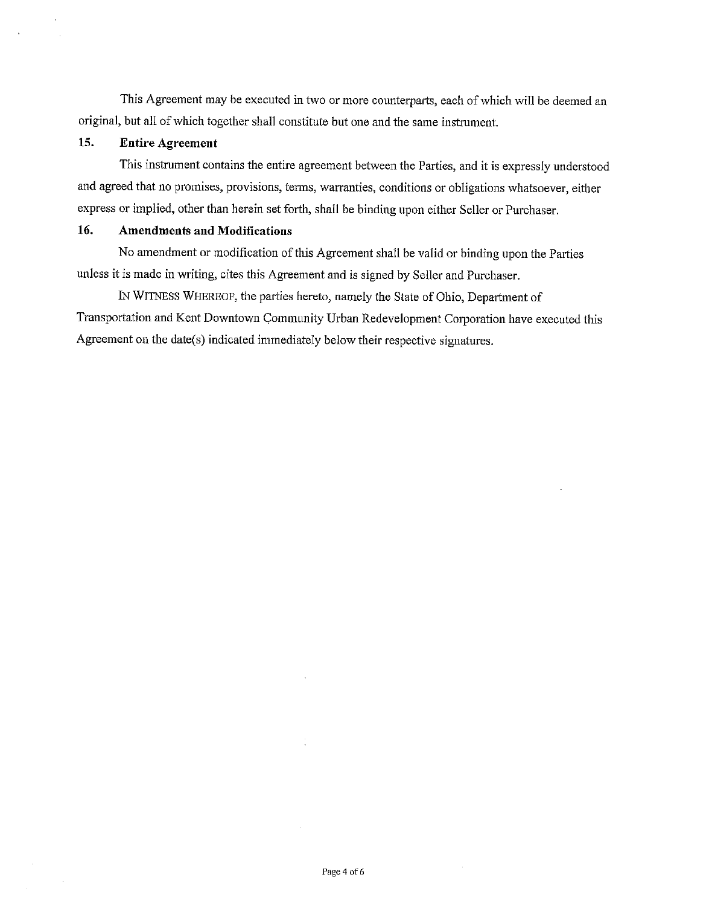This Agreement may be executed in two or more counterparts, each of which will be deemed an original, but all of which together shall constitute but one and the same instrument.

**15. Entire Agreement**

This instrument contains the entire agreement between the Parties, and it is expressly understood and agreed that no promises, provisions, terms, warranties, conditions or obligations whatsoever, either express or implied, other than herein set forth, shall be binding upon either Seller or Purchaser.

**16. Amendments and Modifications**

No amendment or modification of this Agreement shall be valid or binding upon the Parties unless it is made in writing, cites this Agreement and is signed by Seller and Purchaser.

IN WITNESS WHEREOF, the parties hereto, namely the State of Ohio, Department of Transportation and Kent Downtown Community Urban Redevelopment Corporation have executed this Agreement on the date(s) indicated immediately below their respective signatures.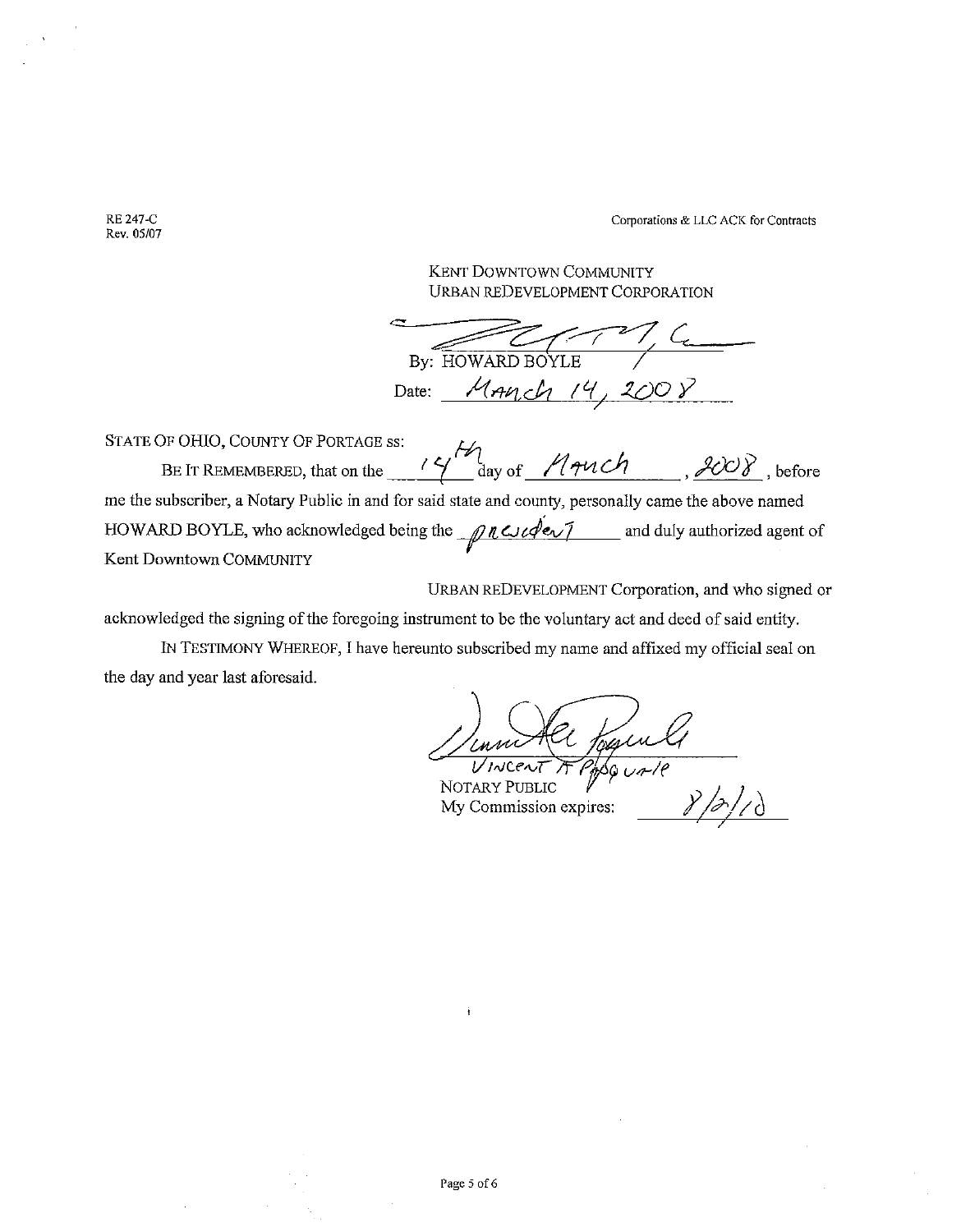RE 247-C
Rev. 05/07

Corporations & LLC ACK for Contracts

KENT DOWNTOWN COMMUNITY
URBAN REDEVELOPMENT CORPORATION

By: HOWARD BOYLE
Date: March 14, 2008

STATE OF OHIO, COUNTY OF PORTAGE ss:

BE IT REMEMBERED, that on the 14th day of March, 2008, before me the subscriber, a Notary Public in and for said state and county, personally came the above named HOWARD BOYLE, who acknowledged being the president and duly authorized agent of Kent Downtown COMMUNITY URBAN REDEVELOPMENT Corporation, and who signed or acknowledged the signing of the foregoing instrument to be the voluntary act and deed of said entity.

IN TESTIMONY WHEREOF, I have hereunto subscribed my name and affixed my official seal on the day and year last aforesaid.

VINCENT A PASQUALE
NOTARY PUBLIC
My Commission expires: 8/2/10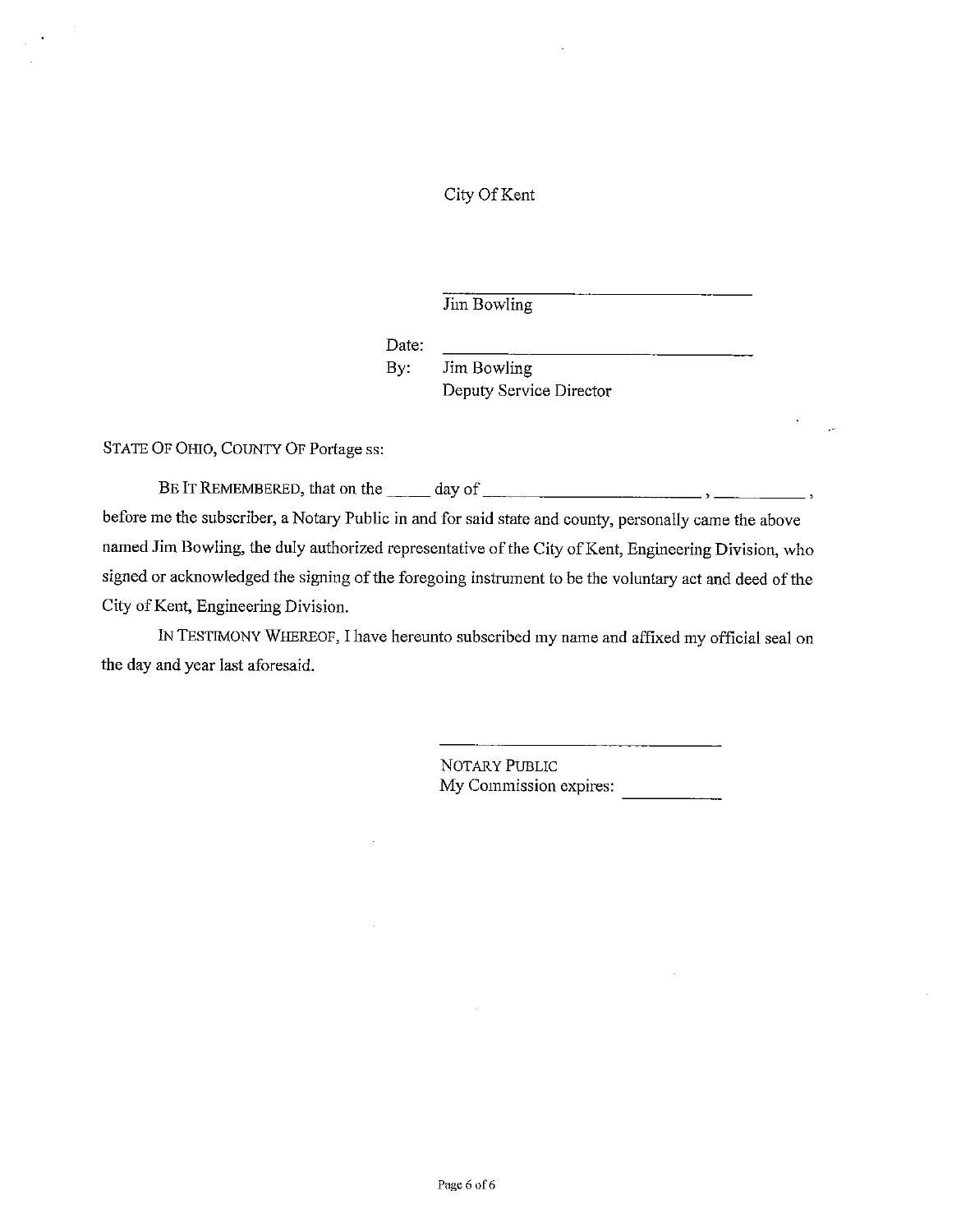City Of Kent

\_\_\_\_\_\_\_\_\_\_\_\_\_\_\_\_\_\_\_\_\_\_\_\_\_\_\_\_\_\_\_\_

Jim Bowling

Date: \_\_\_\_\_\_\_\_\_\_\_\_\_\_\_\_\_\_\_\_\_\_\_\_\_\_\_\_\_\_\_\_

By: Jim Bowling
Deputy Service Director

STATE OF OHIO, COUNTY OF Portage ss:

BE IT REMEMBERED, that on the \_\_\_\_\_ day of \_\_\_\_\_\_\_\_\_\_\_\_\_\_\_\_\_\_\_\_\_\_\_\_\_\_, \_\_\_\_\_\_\_\_\_\_\_\_, before me the subscriber, a Notary Public in and for said state and county, personally came the above named Jim Bowling, the duly authorized representative of the City of Kent, Engineering Division, who signed or acknowledged the signing of the foregoing instrument to be the voluntary act and deed of the City of Kent, Engineering Division.

IN TESTIMONY WHEREOF, I have hereunto subscribed my name and affixed my official seal on the day and year last aforesaid.

\_\_\_\_\_\_\_\_\_\_\_\_\_\_\_\_\_\_\_\_\_\_\_\_\_\_\_\_\_\_\_\_

NOTARY PUBLIC
My Commission expires: \_\_\_\_\_\_\_\_\_\_\_\_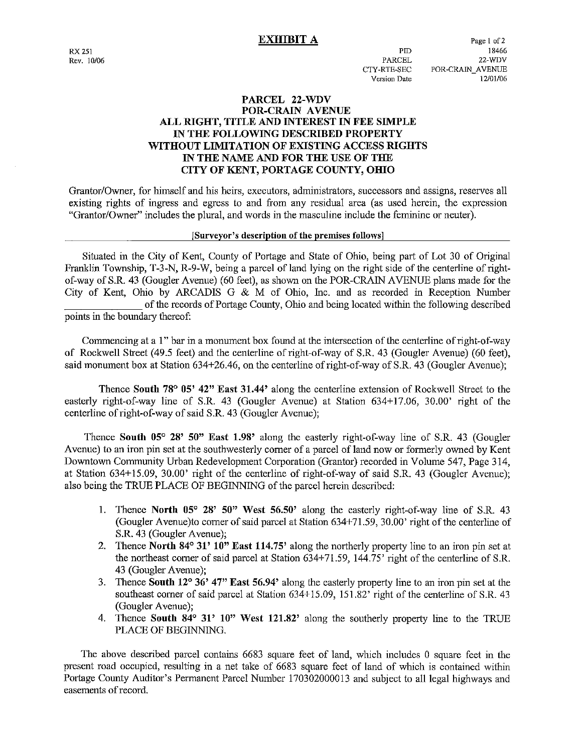# EXHIBIT A

RX 251
Rev. 10/06

| | |
|---|---|
| PID | 18466 |
| PARCEL | 22-WDV |
| CTY-RTE-SEC | POR-CRAIN_AVENUE |
| Version Date | 12/01/06 |

## PARCEL 22-WDV
## POR-CRAIN AVENUE
## ALL RIGHT, TITLE AND INTEREST IN FEE SIMPLE IN THE FOLLOWING DESCRIBED PROPERTY WITHOUT LIMITATION OF EXISTING ACCESS RIGHTS IN THE NAME AND FOR THE USE OF THE CITY OF KENT, PORTAGE COUNTY, OHIO

Grantor/Owner, for himself and his heirs, executors, administrators, successors and assigns, reserves all existing rights of ingress and egress to and from any residual area (as used herein, the expression "Grantor/Owner" includes the plural, and words in the masculine include the feminine or neuter).

**[Surveyor's description of the premises follows]**

Situated in the City of Kent, County of Portage and State of Ohio, being part of Lot 30 of Original Franklin Township, T-3-N, R-9-W, being a parcel of land lying on the right side of the centerline of right-of-way of S.R. 43 (Gougler Avenue) (60 feet), as shown on the POR-CRAIN AVENUE plans made for the City of Kent, Ohio by ARCADIS G & M of Ohio, Inc. and as recorded in Reception Number _______________ of the records of Portage County, Ohio and being located within the following described points in the boundary thereof:

Commencing at a 1" bar in a monument box found at the intersection of the centerline of right-of-way of Rockwell Street (49.5 feet) and the centerline of right-of-way of S.R. 43 (Gougler Avenue) (60 feet), said monument box at Station 634+26.46, on the centerline of right-of-way of S.R. 43 (Gougler Avenue);

Thence **South 78° 05' 42" East 31.44'** along the centerline extension of Rockwell Street to the easterly right-of-way line of S.R. 43 (Gougler Avenue) at Station 634+17.06, 30.00' right of the centerline of right-of-way of said S.R. 43 (Gougler Avenue);

Thence **South 05° 28' 50" East 1.98'** along the easterly right-of-way line of S.R. 43 (Gougler Avenue) to an iron pin set at the southwesterly corner of a parcel of land now or formerly owned by Kent Downtown Community Urban Redevelopment Corporation (Grantor) recorded in Volume 547, Page 314, at Station 634+15.09, 30.00' right of the centerline of right-of-way of said S.R. 43 (Gougler Avenue); also being the TRUE PLACE OF BEGINNING of the parcel herein described:

1. Thence **North 05° 28' 50" West 56.50'** along the easterly right-of-way line of S.R. 43 (Gougler Avenue)to corner of said parcel at Station 634+71.59, 30.00' right of the centerline of S.R. 43 (Gougler Avenue);
2. Thence **North 84° 31' 10" East 114.75'** along the northerly property line to an iron pin set at the northeast corner of said parcel at Station 634+71.59, 144.75' right of the centerline of S.R. 43 (Gougler Avenue);
3. Thence **South 12° 36' 47" East 56.94'** along the easterly property line to an iron pin set at the southeast corner of said parcel at Station 634+15.09, 151.82' right of the centerline of S.R. 43 (Gougler Avenue);
4. Thence **South 84° 31' 10" West 121.82'** along the southerly property line to the TRUE PLACE OF BEGINNING.

The above described parcel contains 6683 square feet of land, which includes 0 square feet in the present road occupied, resulting in a net take of 6683 square feet of land of which is contained within Portage County Auditor's Permanent Parcel Number 170302000013 and subject to all legal highways and easements of record.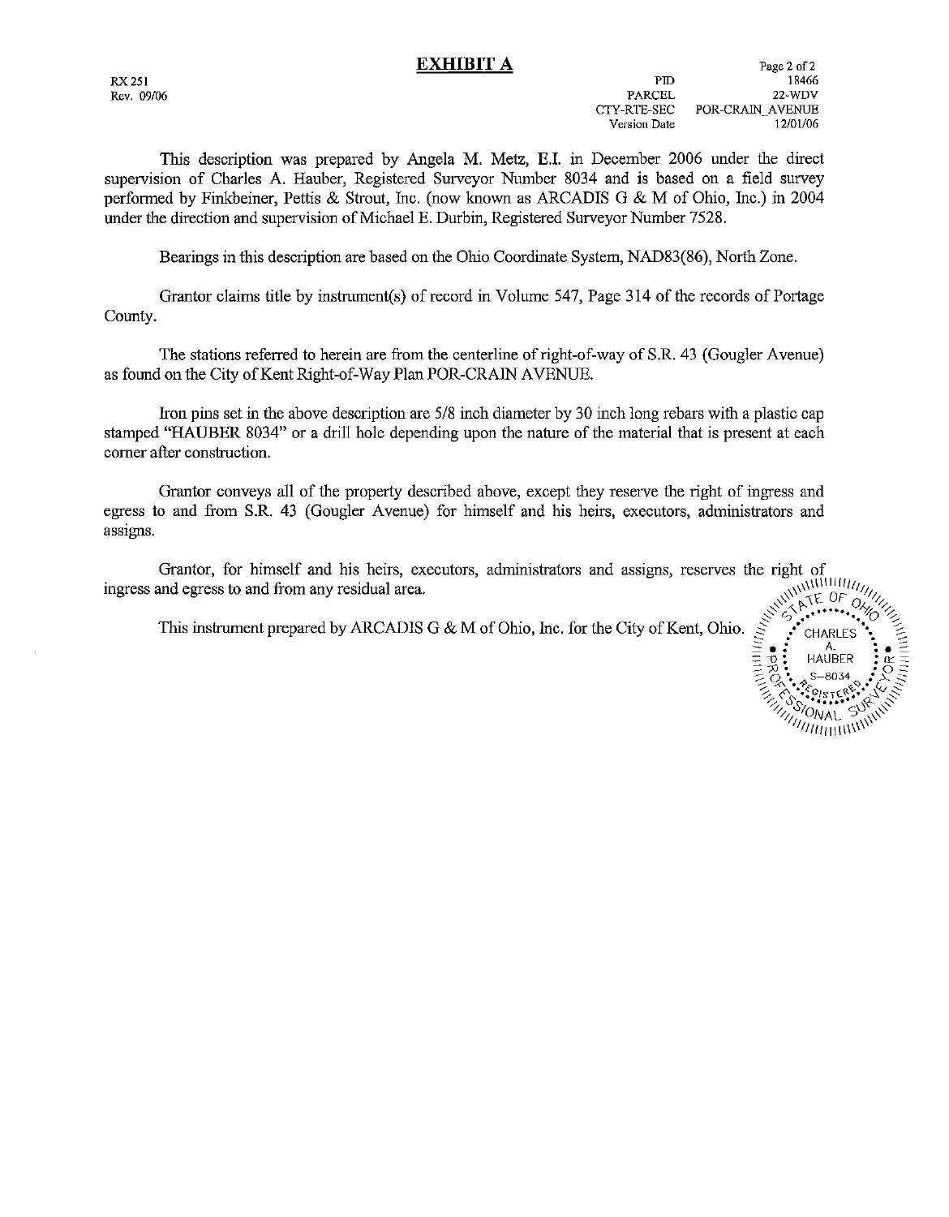# EXHIBIT A

RX 251
Rev. 09/06

| | |
|---|---|
| PID | 18466 |
| PARCEL | 22-WDV |
| CTY-RTE-SEC | POR-CRAIN_AVENUE |
| Version Date | 12/01/06 |

This description was prepared by Angela M. Metz, E.I. in December 2006 under the direct supervision of Charles A. Hauber, Registered Surveyor Number 8034 and is based on a field survey performed by Finkbeiner, Pettis & Strout, Inc. (now known as ARCADIS G & M of Ohio, Inc.) in 2004 under the direction and supervision of Michael E. Durbin, Registered Surveyor Number 7528.

Bearings in this description are based on the Ohio Coordinate System, NAD83(86), North Zone.

Grantor claims title by instrument(s) of record in Volume 547, Page 314 of the records of Portage County.

The stations referred to herein are from the centerline of right-of-way of S.R. 43 (Gougler Avenue) as found on the City of Kent Right-of-Way Plan POR-CRAIN AVENUE.

Iron pins set in the above description are 5/8 inch diameter by 30 inch long rebars with a plastic cap stamped "HAUBER 8034" or a drill hole depending upon the nature of the material that is present at each corner after construction.

Grantor conveys all of the property described above, except they reserve the right of ingress and egress to and from S.R. 43 (Gougler Avenue) for himself and his heirs, executors, administrators and assigns.

Grantor, for himself and his heirs, executors, administrators and assigns, reserves the right of ingress and egress to and from any residual area.

This instrument prepared by ARCADIS G & M of Ohio, Inc. for the City of Kent, Ohio.

STATE OF OHIO
CHARLES A. HAUBER
S-8034
REGISTERED
PROFESSIONAL SURVEYOR